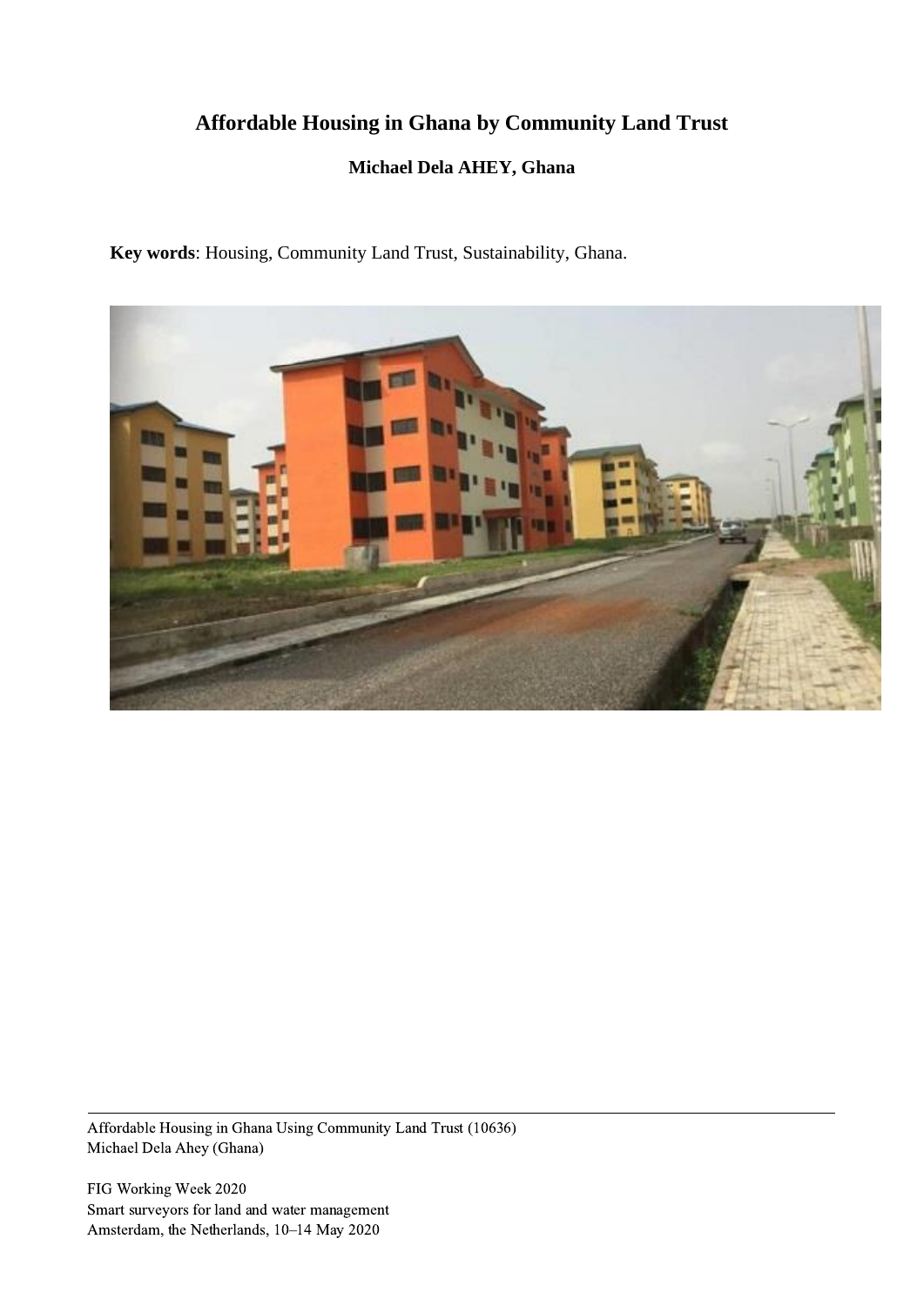# Affordable Housing in Ghana by Community Land Trust

**Michael Dela AHEY, Ghana**

**Key words**: Housing, Community Land Trust, Sustainability, Ghana.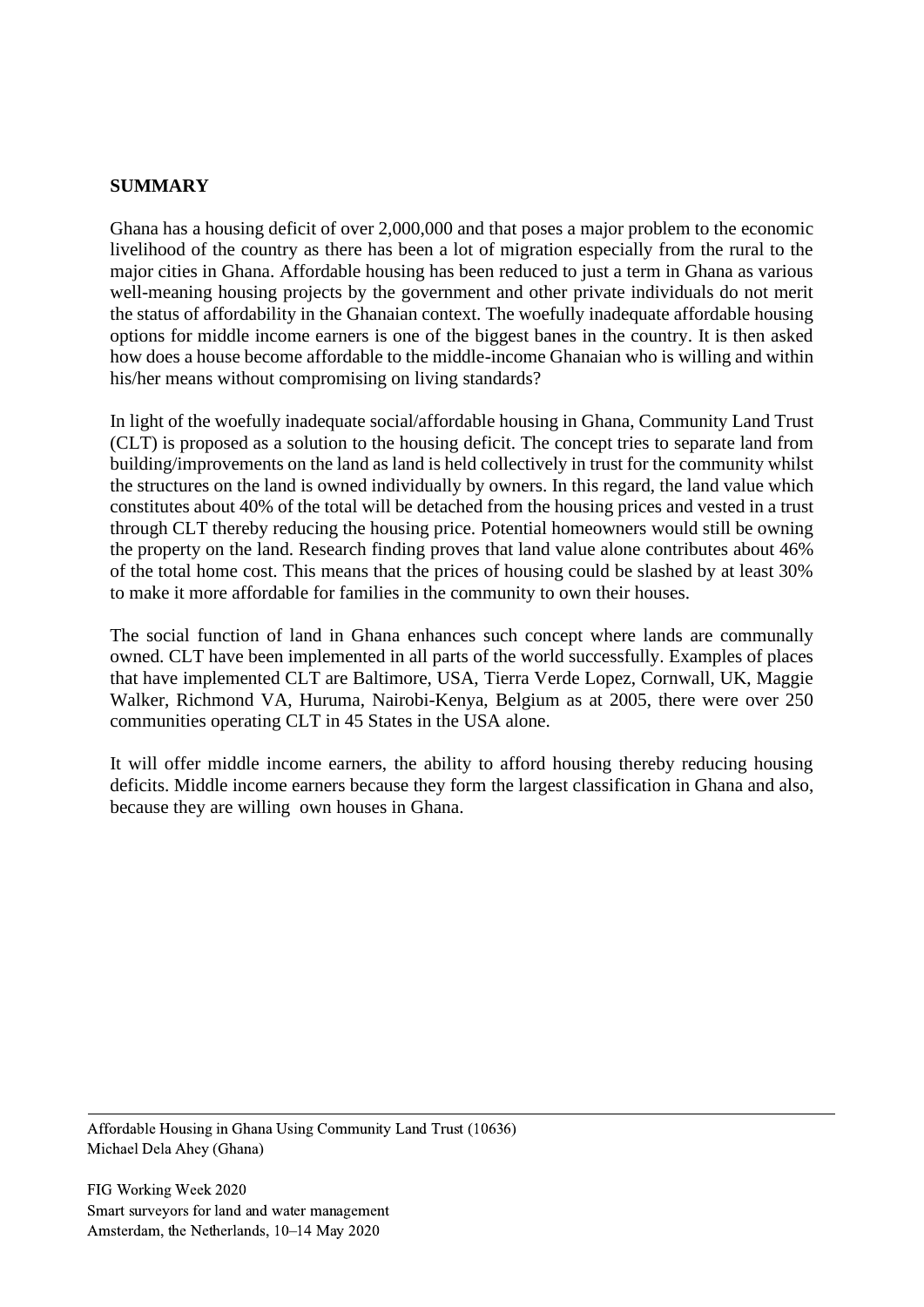**SUMMARY**

Ghana has a housing deficit of over 2,000,000 and that poses a major problem to the economic livelihood of the country as there has been a lot of migration especially from the rural to the major cities in Ghana. Affordable housing has been reduced to just a term in Ghana as various well-meaning housing projects by the government and other private individuals do not merit the status of affordability in the Ghanaian context. The woefully inadequate affordable housing options for middle income earners is one of the biggest banes in the country. It is then asked how does a house become affordable to the middle-income Ghanaian who is willing and within his/her means without compromising on living standards?

In light of the woefully inadequate social/affordable housing in Ghana, Community Land Trust (CLT) is proposed as a solution to the housing deficit. The concept tries to separate land from building/improvements on the land as land is held collectively in trust for the community whilst the structures on the land is owned individually by owners. In this regard, the land value which constitutes about 40% of the total will be detached from the housing prices and vested in a trust through CLT thereby reducing the housing price. Potential homeowners would still be owning the property on the land. Research finding proves that land value alone contributes about 46% of the total home cost. This means that the prices of housing could be slashed by at least 30% to make it more affordable for families in the community to own their houses.

The social function of land in Ghana enhances such concept where lands are communally owned. CLT have been implemented in all parts of the world successfully. Examples of places that have implemented CLT are Baltimore, USA, Tierra Verde Lopez, Cornwall, UK, Maggie Walker, Richmond VA, Huruma, Nairobi-Kenya, Belgium as at 2005, there were over 250 communities operating CLT in 45 States in the USA alone.

It will offer middle income earners, the ability to afford housing thereby reducing housing deficits. Middle income earners because they form the largest classification in Ghana and also, because they are willing own houses in Ghana.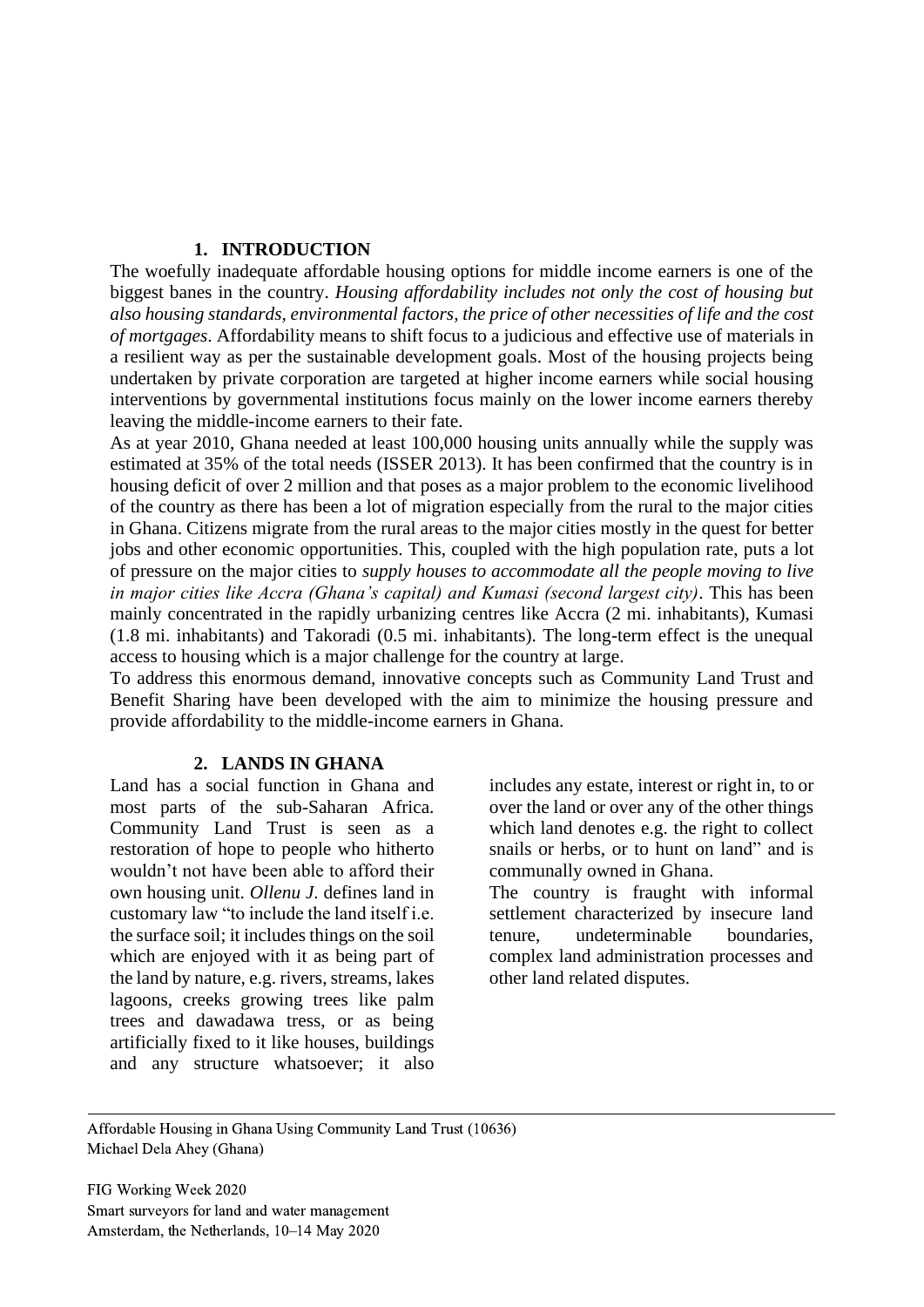## 1. INTRODUCTION

The woefully inadequate affordable housing options for middle income earners is one of the biggest banes in the country. *Housing affordability includes not only the cost of housing but also housing standards, environmental factors, the price of other necessities of life and the cost of mortgages*. Affordability means to shift focus to a judicious and effective use of materials in a resilient way as per the sustainable development goals. Most of the housing projects being undertaken by private corporation are targeted at higher income earners while social housing interventions by governmental institutions focus mainly on the lower income earners thereby leaving the middle-income earners to their fate.

As at year 2010, Ghana needed at least 100,000 housing units annually while the supply was estimated at 35% of the total needs (ISSER 2013). It has been confirmed that the country is in housing deficit of over 2 million and that poses as a major problem to the economic livelihood of the country as there has been a lot of migration especially from the rural to the major cities in Ghana. Citizens migrate from the rural areas to the major cities mostly in the quest for better jobs and other economic opportunities. This, coupled with the high population rate, puts a lot of pressure on the major cities to *supply houses to accommodate all the people moving to live in major cities like Accra (Ghana's capital) and Kumasi (second largest city)*. This has been mainly concentrated in the rapidly urbanizing centres like Accra (2 mi. inhabitants), Kumasi (1.8 mi. inhabitants) and Takoradi (0.5 mi. inhabitants). The long-term effect is the unequal access to housing which is a major challenge for the country at large.

To address this enormous demand, innovative concepts such as Community Land Trust and Benefit Sharing have been developed with the aim to minimize the housing pressure and provide affordability to the middle-income earners in Ghana.

## 2. LANDS IN GHANA

Land has a social function in Ghana and most parts of the sub-Saharan Africa. Community Land Trust is seen as a restoration of hope to people who hitherto wouldn't not have been able to afford their own housing unit. *Ollenu J*. defines land in customary law "to include the land itself i.e. the surface soil; it includes things on the soil which are enjoyed with it as being part of the land by nature, e.g. rivers, streams, lakes lagoons, creeks growing trees like palm trees and dawadawa tress, or as being artificially fixed to it like houses, buildings and any structure whatsoever; it also includes any estate, interest or right in, to or over the land or over any of the other things which land denotes e.g. the right to collect snails or herbs, or to hunt on land" and is communally owned in Ghana.

The country is fraught with informal settlement characterized by insecure land tenure, undeterminable boundaries, complex land administration processes and other land related disputes.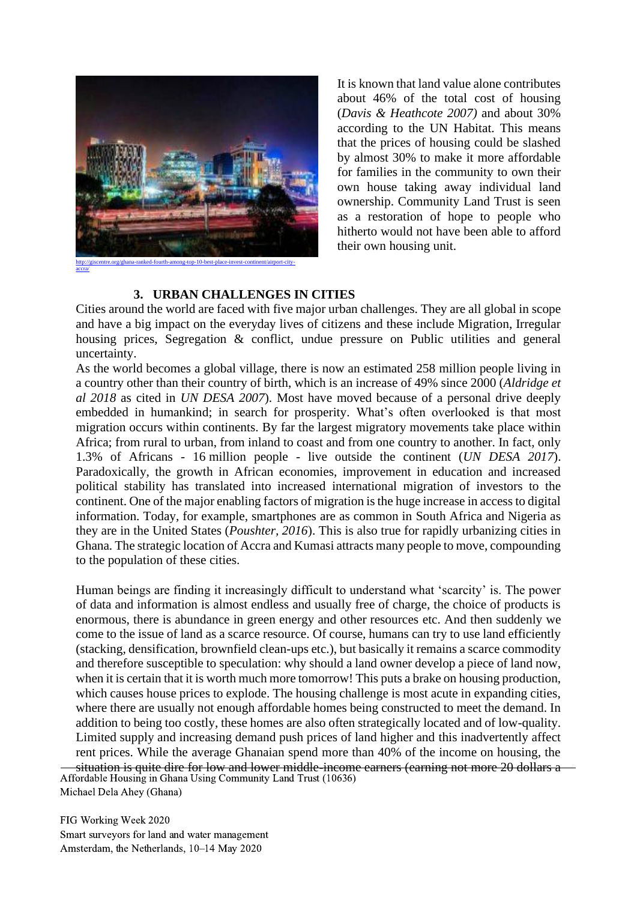http://giscentre.org/ghana-ranked-fourth-among-top-10-best-place-invest-continent/airport-city-accra/

It is known that land value alone contributes about 46% of the total cost of housing (*Davis & Heathcote 2007)* and about 30% according to the UN Habitat. This means that the prices of housing could be slashed by almost 30% to make it more affordable for families in the community to own their own house taking away individual land ownership. Community Land Trust is seen as a restoration of hope to people who hitherto would not have been able to afford their own housing unit.

## 3. URBAN CHALLENGES IN CITIES

Cities around the world are faced with five major urban challenges. They are all global in scope and have a big impact on the everyday lives of citizens and these include Migration, Irregular housing prices, Segregation & conflict, undue pressure on Public utilities and general uncertainty.

As the world becomes a global village, there is now an estimated 258 million people living in a country other than their country of birth, which is an increase of 49% since 2000 (*Aldridge et al 2018* as cited in *UN DESA 2007*). Most have moved because of a personal drive deeply embedded in humankind; in search for prosperity. What's often overlooked is that most migration occurs within continents. By far the largest migratory movements take place within Africa; from rural to urban, from inland to coast and from one country to another. In fact, only 1.3% of Africans - 16 million people - live outside the continent (*UN DESA 2017*). Paradoxically, the growth in African economies, improvement in education and increased political stability has translated into increased international migration of investors to the continent. One of the major enabling factors of migration is the huge increase in access to digital information. Today, for example, smartphones are as common in South Africa and Nigeria as they are in the United States (*Poushter, 2016*). This is also true for rapidly urbanizing cities in Ghana. The strategic location of Accra and Kumasi attracts many people to move, compounding to the population of these cities.

Human beings are finding it increasingly difficult to understand what 'scarcity' is. The power of data and information is almost endless and usually free of charge, the choice of products is enormous, there is abundance in green energy and other resources etc. And then suddenly we come to the issue of land as a scarce resource. Of course, humans can try to use land efficiently (stacking, densification, brownfield clean-ups etc.), but basically it remains a scarce commodity and therefore susceptible to speculation: why should a land owner develop a piece of land now, when it is certain that it is worth much more tomorrow! This puts a brake on housing production, which causes house prices to explode. The housing challenge is most acute in expanding cities, where there are usually not enough affordable homes being constructed to meet the demand. In addition to being too costly, these homes are also often strategically located and of low-quality. Limited supply and increasing demand push prices of land higher and this inadvertently affect rent prices. While the average Ghanaian spend more than 40% of the income on housing, the situation is quite dire for low and lower middle-income earners (earning not more 20 dollars a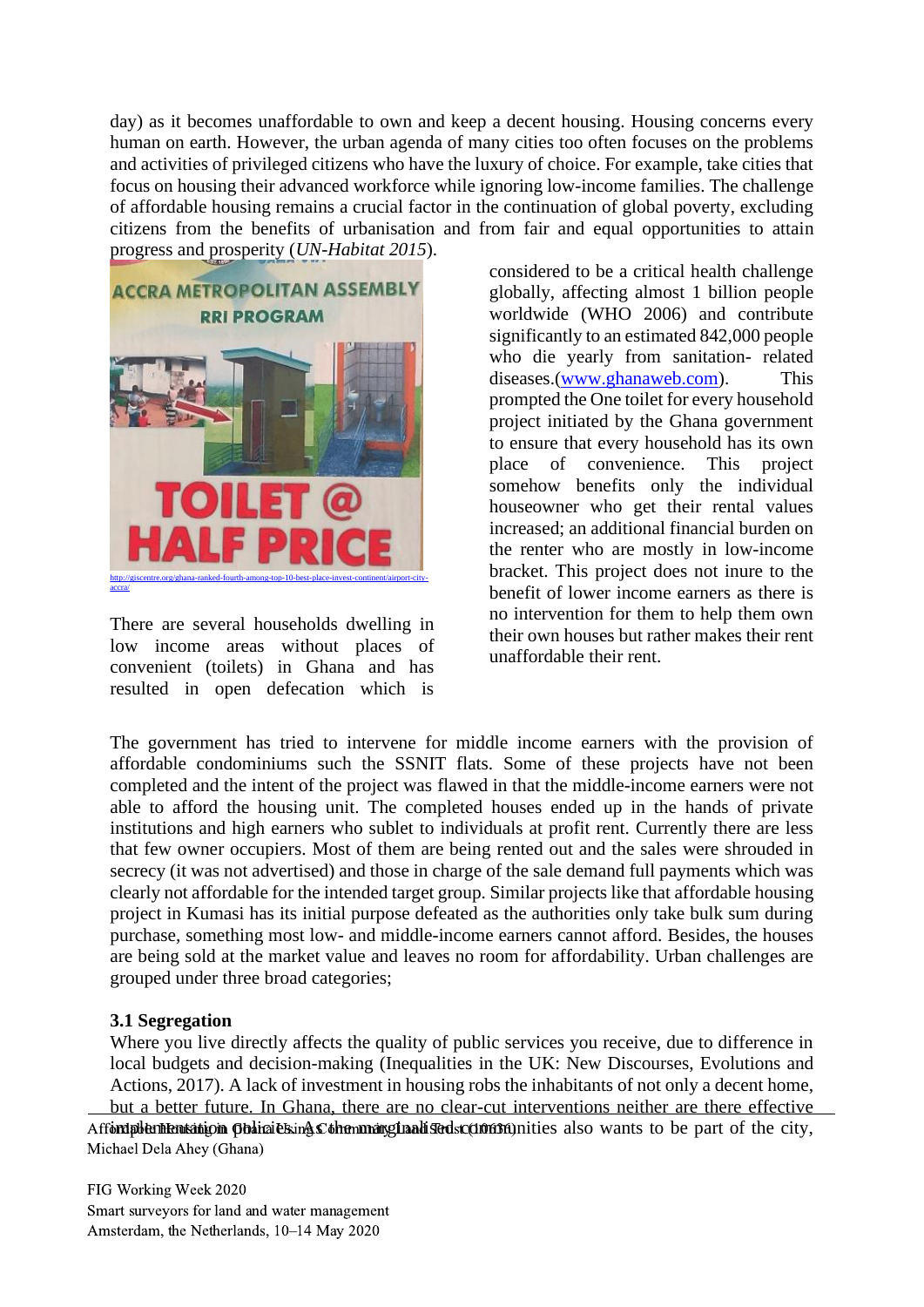day) as it becomes unaffordable to own and keep a decent housing. Housing concerns every human on earth. However, the urban agenda of many cities too often focuses on the problems and activities of privileged citizens who have the luxury of choice. For example, take cities that focus on housing their advanced workforce while ignoring low-income families. The challenge of affordable housing remains a crucial factor in the continuation of global poverty, excluding citizens from the benefits of urbanisation and from fair and equal opportunities to attain progress and prosperity (*UN-Habitat 2015*).

http://giscentre.org/ghana-ranked-fourth-among-top-10-best-place-invest-continent/airport-city-accra/

There are several households dwelling in low income areas without places of convenient (toilets) in Ghana and has resulted in open defecation which is considered to be a critical health challenge globally, affecting almost 1 billion people worldwide (WHO 2006) and contribute significantly to an estimated 842,000 people who die yearly from sanitation- related diseases.(www.ghanaweb.com). This prompted the One toilet for every household project initiated by the Ghana government to ensure that every household has its own place of convenience. This project somehow benefits only the individual houseowner who get their rental values increased; an additional financial burden on the renter who are mostly in low-income bracket. This project does not inure to the benefit of lower income earners as there is no intervention for them to help them own their own houses but rather makes their rent unaffordable their rent.

The government has tried to intervene for middle income earners with the provision of affordable condominiums such the SSNIT flats. Some of these projects have not been completed and the intent of the project was flawed in that the middle-income earners were not able to afford the housing unit. The completed houses ended up in the hands of private institutions and high earners who sublet to individuals at profit rent. Currently there are less that few owner occupiers. Most of them are being rented out and the sales were shrouded in secrecy (it was not advertised) and those in charge of the sale demand full payments which was clearly not affordable for the intended target group. Similar projects like that affordable housing project in Kumasi has its initial purpose defeated as the authorities only take bulk sum during purchase, something most low- and middle-income earners cannot afford. Besides, the houses are being sold at the market value and leaves no room for affordability. Urban challenges are grouped under three broad categories;

### 3.1 Segregation

Where you live directly affects the quality of public services you receive, due to difference in local budgets and decision-making (Inequalities in the UK: New Discourses, Evolutions and Actions, 2017). A lack of investment in housing robs the inhabitants of not only a decent home, but a better future. In Ghana, there are no clear-cut interventions neither are there effective implementation of policies. As the marginalised communities also wants to be part of the city,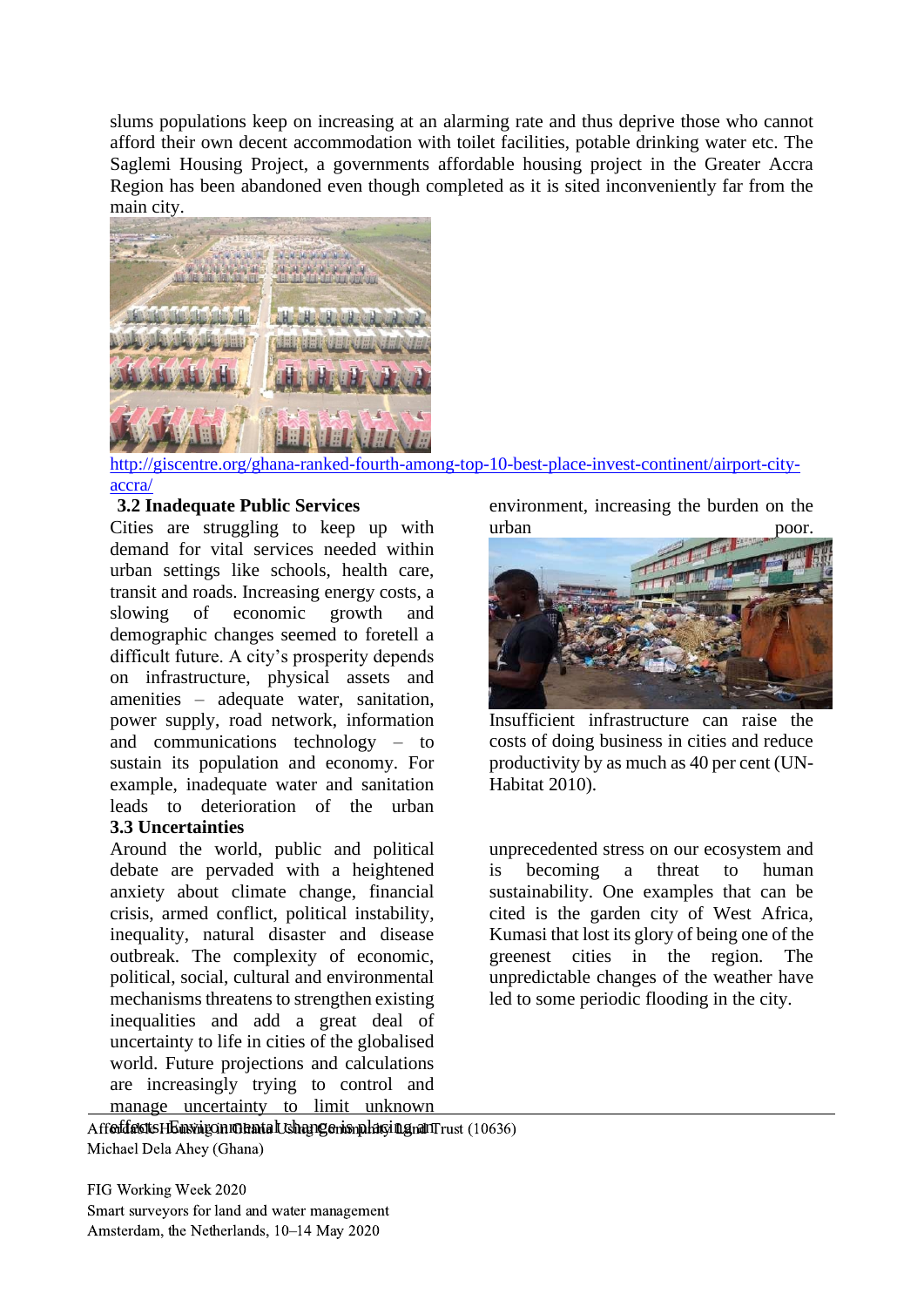slums populations keep on increasing at an alarming rate and thus deprive those who cannot afford their own decent accommodation with toilet facilities, potable drinking water etc. The Saglemi Housing Project, a governments affordable housing project in the Greater Accra Region has been abandoned even though completed as it is sited inconveniently far from the main city.

http://giscentre.org/ghana-ranked-fourth-among-top-10-best-place-invest-continent/airport-city-accra/

### 3.2 Inadequate Public Services

Cities are struggling to keep up with demand for vital services needed within urban settings like schools, health care, transit and roads. Increasing energy costs, a slowing of economic growth and demographic changes seemed to foretell a difficult future. A city's prosperity depends on infrastructure, physical assets and amenities – adequate water, sanitation, power supply, road network, information and communications technology – to sustain its population and economy. For example, inadequate water and sanitation leads to deterioration of the urban environment, increasing the burden on the urban poor.

Insufficient infrastructure can raise the costs of doing business in cities and reduce productivity by as much as 40 per cent (UN-Habitat 2010).

### 3.3 Uncertainties

Around the world, public and political debate are pervaded with a heightened anxiety about climate change, financial crisis, armed conflict, political instability, inequality, natural disaster and disease outbreak. The complexity of economic, political, social, cultural and environmental mechanisms threatens to strengthen existing inequalities and add a great deal of uncertainty to life in cities of the globalised world. Future projections and calculations are increasingly trying to control and manage uncertainty to limit unknown effects. Environmental change is placing an unprecedented stress on our ecosystem and is becoming a threat to human sustainability. One examples that can be cited is the garden city of West Africa, Kumasi that lost its glory of being one of the greenest cities in the region. The unpredictable changes of the weather have led to some periodic flooding in the city.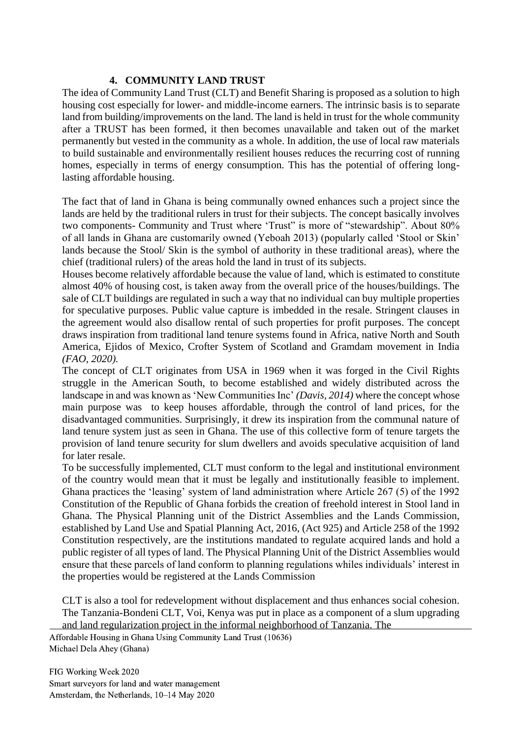## 4. COMMUNITY LAND TRUST

The idea of Community Land Trust (CLT) and Benefit Sharing is proposed as a solution to high housing cost especially for lower- and middle-income earners. The intrinsic basis is to separate land from building/improvements on the land. The land is held in trust for the whole community after a TRUST has been formed, it then becomes unavailable and taken out of the market permanently but vested in the community as a whole. In addition, the use of local raw materials to build sustainable and environmentally resilient houses reduces the recurring cost of running homes, especially in terms of energy consumption. This has the potential of offering long-lasting affordable housing.

The fact that of land in Ghana is being communally owned enhances such a project since the lands are held by the traditional rulers in trust for their subjects. The concept basically involves two components- Community and Trust where 'Trust" is more of "stewardship". About 80% of all lands in Ghana are customarily owned (Yeboah 2013) (popularly called 'Stool or Skin' lands because the Stool/ Skin is the symbol of authority in these traditional areas), where the chief (traditional rulers) of the areas hold the land in trust of its subjects.

Houses become relatively affordable because the value of land, which is estimated to constitute almost 40% of housing cost, is taken away from the overall price of the houses/buildings. The sale of CLT buildings are regulated in such a way that no individual can buy multiple properties for speculative purposes. Public value capture is imbedded in the resale. Stringent clauses in the agreement would also disallow rental of such properties for profit purposes. The concept draws inspiration from traditional land tenure systems found in Africa, native North and South America, Ejidos of Mexico, Crofter System of Scotland and Gramdam movement in India *(FAO, 2020).*

The concept of CLT originates from USA in 1969 when it was forged in the Civil Rights struggle in the American South, to become established and widely distributed across the landscape in and was known as 'New Communities Inc' *(Davis, 2014)* where the concept whose main purpose was to keep houses affordable, through the control of land prices, for the disadvantaged communities. Surprisingly, it drew its inspiration from the communal nature of land tenure system just as seen in Ghana. The use of this collective form of tenure targets the provision of land tenure security for slum dwellers and avoids speculative acquisition of land for later resale.

To be successfully implemented, CLT must conform to the legal and institutional environment of the country would mean that it must be legally and institutionally feasible to implement. Ghana practices the 'leasing' system of land administration where Article 267 (5) of the 1992 Constitution of the Republic of Ghana forbids the creation of freehold interest in Stool land in Ghana. The Physical Planning unit of the District Assemblies and the Lands Commission, established by Land Use and Spatial Planning Act, 2016, (Act 925) and Article 258 of the 1992 Constitution respectively, are the institutions mandated to regulate acquired lands and hold a public register of all types of land. The Physical Planning Unit of the District Assemblies would ensure that these parcels of land conform to planning regulations whiles individuals' interest in the properties would be registered at the Lands Commission

CLT is also a tool for redevelopment without displacement and thus enhances social cohesion. The Tanzania-Bondeni CLT, Voi, Kenya was put in place as a component of a slum upgrading and land regularization project in the informal neighborhood of Tanzania. The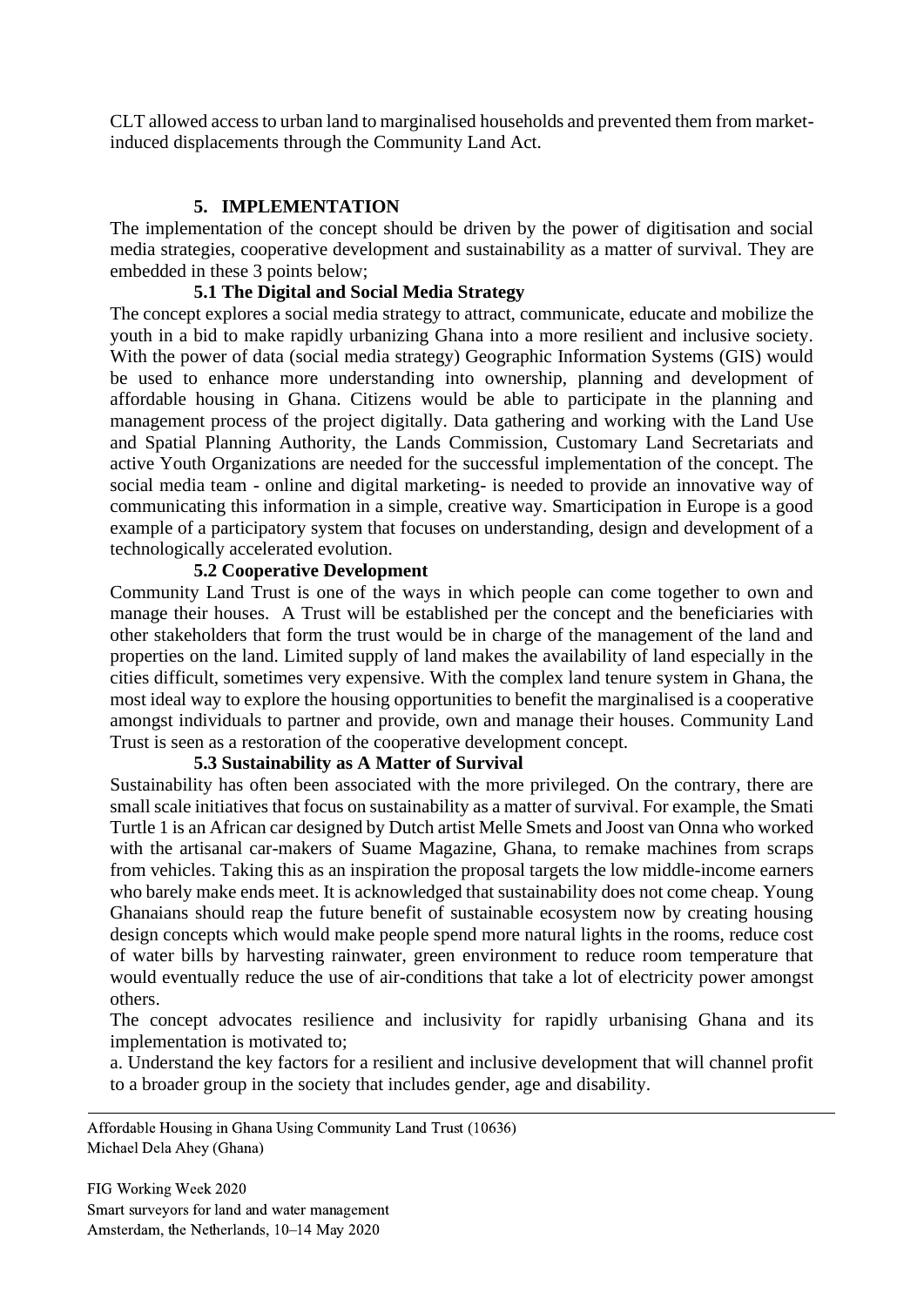CLT allowed access to urban land to marginalised households and prevented them from market-induced displacements through the Community Land Act.

## 5. IMPLEMENTATION

The implementation of the concept should be driven by the power of digitisation and social media strategies, cooperative development and sustainability as a matter of survival. They are embedded in these 3 points below;

### 5.1 The Digital and Social Media Strategy

The concept explores a social media strategy to attract, communicate, educate and mobilize the youth in a bid to make rapidly urbanizing Ghana into a more resilient and inclusive society. With the power of data (social media strategy) Geographic Information Systems (GIS) would be used to enhance more understanding into ownership, planning and development of affordable housing in Ghana. Citizens would be able to participate in the planning and management process of the project digitally. Data gathering and working with the Land Use and Spatial Planning Authority, the Lands Commission, Customary Land Secretariats and active Youth Organizations are needed for the successful implementation of the concept. The social media team - online and digital marketing- is needed to provide an innovative way of communicating this information in a simple, creative way. Smarticipation in Europe is a good example of a participatory system that focuses on understanding, design and development of a technologically accelerated evolution.

### 5.2 Cooperative Development

Community Land Trust is one of the ways in which people can come together to own and manage their houses. A Trust will be established per the concept and the beneficiaries with other stakeholders that form the trust would be in charge of the management of the land and properties on the land. Limited supply of land makes the availability of land especially in the cities difficult, sometimes very expensive. With the complex land tenure system in Ghana, the most ideal way to explore the housing opportunities to benefit the marginalised is a cooperative amongst individuals to partner and provide, own and manage their houses. Community Land Trust is seen as a restoration of the cooperative development concept.

### 5.3 Sustainability as A Matter of Survival

Sustainability has often been associated with the more privileged. On the contrary, there are small scale initiatives that focus on sustainability as a matter of survival. For example, the Smati Turtle 1 is an African car designed by Dutch artist Melle Smets and Joost van Onna who worked with the artisanal car-makers of Suame Magazine, Ghana, to remake machines from scraps from vehicles. Taking this as an inspiration the proposal targets the low middle-income earners who barely make ends meet. It is acknowledged that sustainability does not come cheap. Young Ghanaians should reap the future benefit of sustainable ecosystem now by creating housing design concepts which would make people spend more natural lights in the rooms, reduce cost of water bills by harvesting rainwater, green environment to reduce room temperature that would eventually reduce the use of air-conditions that take a lot of electricity power amongst others.

The concept advocates resilience and inclusivity for rapidly urbanising Ghana and its implementation is motivated to;

a. Understand the key factors for a resilient and inclusive development that will channel profit to a broader group in the society that includes gender, age and disability.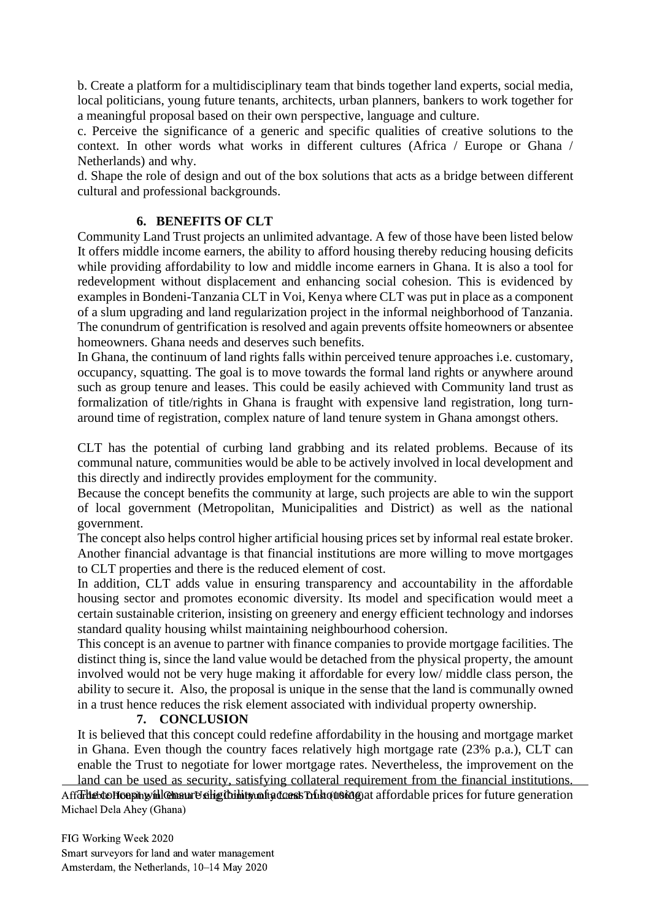b. Create a platform for a multidisciplinary team that binds together land experts, social media, local politicians, young future tenants, architects, urban planners, bankers to work together for a meaningful proposal based on their own perspective, language and culture.

c. Perceive the significance of a generic and specific qualities of creative solutions to the context. In other words what works in different cultures (Africa / Europe or Ghana / Netherlands) and why.

d. Shape the role of design and out of the box solutions that acts as a bridge between different cultural and professional backgrounds.

## 6. BENEFITS OF CLT

Community Land Trust projects an unlimited advantage. A few of those have been listed below It offers middle income earners, the ability to afford housing thereby reducing housing deficits while providing affordability to low and middle income earners in Ghana. It is also a tool for redevelopment without displacement and enhancing social cohesion. This is evidenced by examples in Bondeni-Tanzania CLT in Voi, Kenya where CLT was put in place as a component of a slum upgrading and land regularization project in the informal neighborhood of Tanzania. The conundrum of gentrification is resolved and again prevents offsite homeowners or absentee homeowners. Ghana needs and deserves such benefits.

In Ghana, the continuum of land rights falls within perceived tenure approaches i.e. customary, occupancy, squatting. The goal is to move towards the formal land rights or anywhere around such as group tenure and leases. This could be easily achieved with Community land trust as formalization of title/rights in Ghana is fraught with expensive land registration, long turn-around time of registration, complex nature of land tenure system in Ghana amongst others.

CLT has the potential of curbing land grabbing and its related problems. Because of its communal nature, communities would be able to be actively involved in local development and this directly and indirectly provides employment for the community.

Because the concept benefits the community at large, such projects are able to win the support of local government (Metropolitan, Municipalities and District) as well as the national government.

The concept also helps control higher artificial housing prices set by informal real estate broker. Another financial advantage is that financial institutions are more willing to move mortgages to CLT properties and there is the reduced element of cost.

In addition, CLT adds value in ensuring transparency and accountability in the affordable housing sector and promotes economic diversity. Its model and specification would meet a certain sustainable criterion, insisting on greenery and energy efficient technology and indorses standard quality housing whilst maintaining neighbourhood cohersion.

This concept is an avenue to partner with finance companies to provide mortgage facilities. The distinct thing is, since the land value would be detached from the physical property, the amount involved would not be very huge making it affordable for every low/ middle class person, the ability to secure it. Also, the proposal is unique in the sense that the land is communally owned in a trust hence reduces the risk element associated with individual property ownership.

## 7. CONCLUSION

It is believed that this concept could redefine affordability in the housing and mortgage market in Ghana. Even though the country faces relatively high mortgage rate (23% p.a.), CLT can enable the Trust to negotiate for lower mortgage rates. Nevertheless, the improvement on the land can be used as security, satisfying collateral requirement from the financial institutions. The concept will ensure eligibility of access to housing at affordable prices for future generation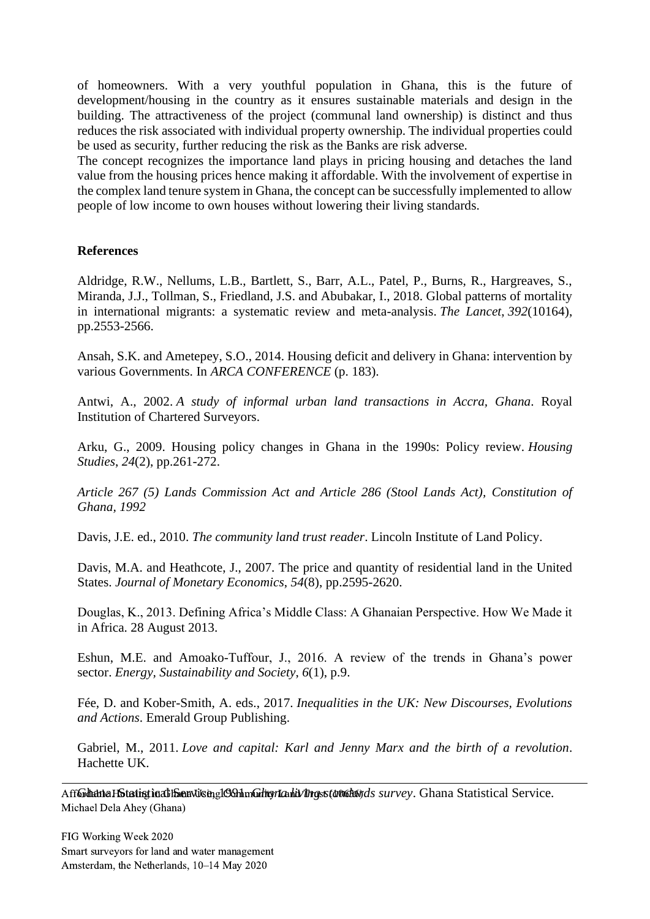of homeowners. With a very youthful population in Ghana, this is the future of development/housing in the country as it ensures sustainable materials and design in the building. The attractiveness of the project (communal land ownership) is distinct and thus reduces the risk associated with individual property ownership. The individual properties could be used as security, further reducing the risk as the Banks are risk adverse.
The concept recognizes the importance land plays in pricing housing and detaches the land value from the housing prices hence making it affordable. With the involvement of expertise in the complex land tenure system in Ghana, the concept can be successfully implemented to allow people of low income to own houses without lowering their living standards.

**References**

Aldridge, R.W., Nellums, L.B., Bartlett, S., Barr, A.L., Patel, P., Burns, R., Hargreaves, S., Miranda, J.J., Tollman, S., Friedland, J.S. and Abubakar, I., 2018. Global patterns of mortality in international migrants: a systematic review and meta-analysis. *The Lancet*, *392*(10164), pp.2553-2566.

Ansah, S.K. and Ametepey, S.O., 2014. Housing deficit and delivery in Ghana: intervention by various Governments. In *ARCA CONFERENCE* (p. 183).

Antwi, A., 2002. *A study of informal urban land transactions in Accra, Ghana*. Royal Institution of Chartered Surveyors.

Arku, G., 2009. Housing policy changes in Ghana in the 1990s: Policy review. *Housing Studies*, *24*(2), pp.261-272.

*Article 267 (5) Lands Commission Act and Article 286 (Stool Lands Act), Constitution of Ghana, 1992*

Davis, J.E. ed., 2010. *The community land trust reader*. Lincoln Institute of Land Policy.

Davis, M.A. and Heathcote, J., 2007. The price and quantity of residential land in the United States. *Journal of Monetary Economics*, *54*(8), pp.2595-2620.

Douglas, K., 2013. Defining Africa's Middle Class: A Ghanaian Perspective. How We Made it in Africa. 28 August 2013.

Eshun, M.E. and Amoako-Tuffour, J., 2016. A review of the trends in Ghana's power sector. *Energy, Sustainability and Society*, *6*(1), p.9.

Fée, D. and Kober-Smith, A. eds., 2017. *Inequalities in the UK: New Discourses, Evolutions and Actions*. Emerald Group Publishing.

Gabriel, M., 2011. *Love and capital: Karl and Jenny Marx and the birth of a revolution*. Hachette UK.

Ghana Statistical Service, 1991. *Ghana living standards survey*. Ghana Statistical Service.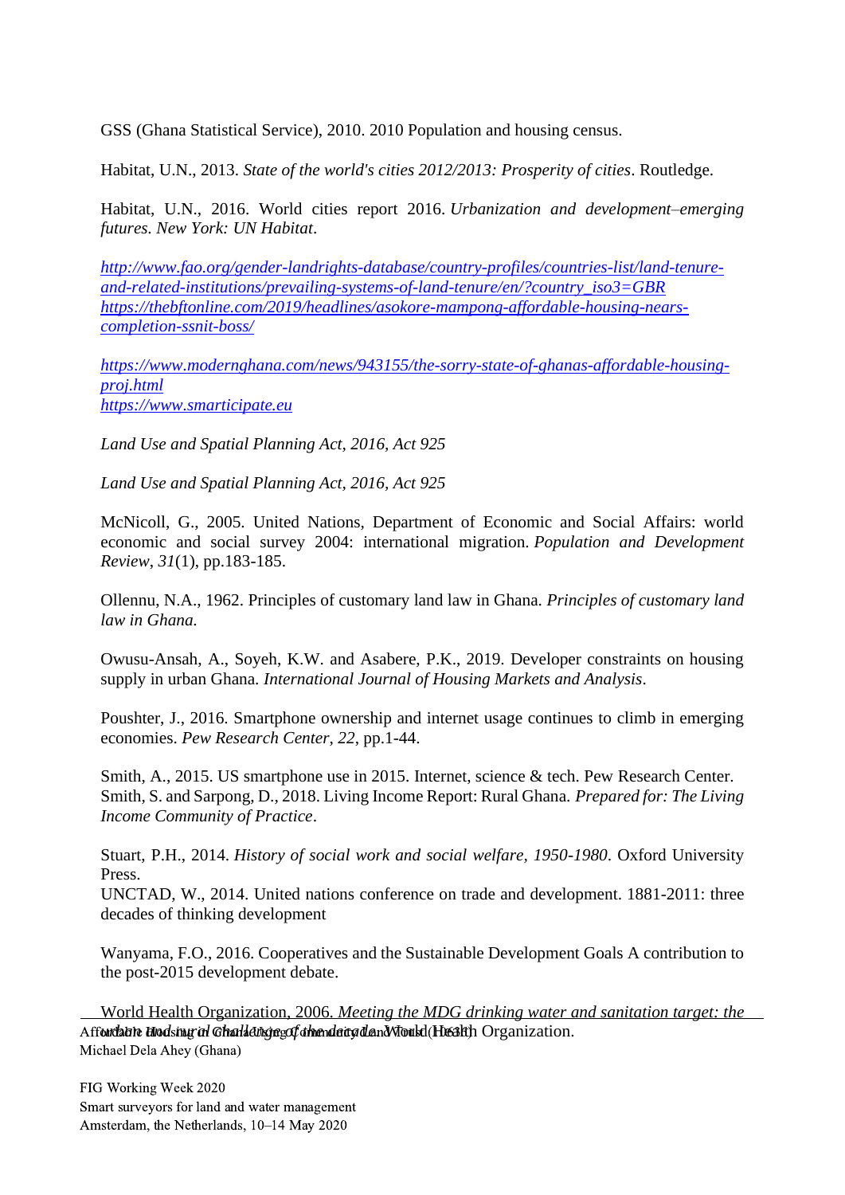GSS (Ghana Statistical Service), 2010. 2010 Population and housing census.

Habitat, U.N., 2013. *State of the world's cities 2012/2013: Prosperity of cities*. Routledge.

Habitat, U.N., 2016. World cities report 2016. *Urbanization and development–emerging futures. New York: UN Habitat*.

*http://www.fao.org/gender-landrights-database/country-profiles/countries-list/land-tenure-and-related-institutions/prevailing-systems-of-land-tenure/en/?country_iso3=GBR*
*https://thebftonline.com/2019/headlines/asokore-mampong-affordable-housing-nears-completion-ssnit-boss/*

*https://www.modernghana.com/news/943155/the-sorry-state-of-ghanas-affordable-housing-proj.html*
*https://www.smarticipate.eu*

*Land Use and Spatial Planning Act, 2016, Act 925*

*Land Use and Spatial Planning Act, 2016, Act 925*

McNicoll, G., 2005. United Nations, Department of Economic and Social Affairs: world economic and social survey 2004: international migration. *Population and Development Review*, *31*(1), pp.183-185.

Ollennu, N.A., 1962. Principles of customary land law in Ghana. *Principles of customary land law in Ghana.*

Owusu-Ansah, A., Soyeh, K.W. and Asabere, P.K., 2019. Developer constraints on housing supply in urban Ghana. *International Journal of Housing Markets and Analysis*.

Poushter, J., 2016. Smartphone ownership and internet usage continues to climb in emerging economies. *Pew Research Center*, *22*, pp.1-44.

Smith, A., 2015. US smartphone use in 2015. Internet, science & tech. Pew Research Center.
Smith, S. and Sarpong, D., 2018. Living Income Report: Rural Ghana. *Prepared for: The Living Income Community of Practice*.

Stuart, P.H., 2014. *History of social work and social welfare, 1950-1980*. Oxford University Press.
UNCTAD, W., 2014. United nations conference on trade and development. 1881-2011: three decades of thinking development

Wanyama, F.O., 2016. Cooperatives and the Sustainable Development Goals A contribution to the post-2015 development debate.

World Health Organization, 2006. *Meeting the MDG drinking water and sanitation target: the urban and rural challenge of the decade*. World Health Organization.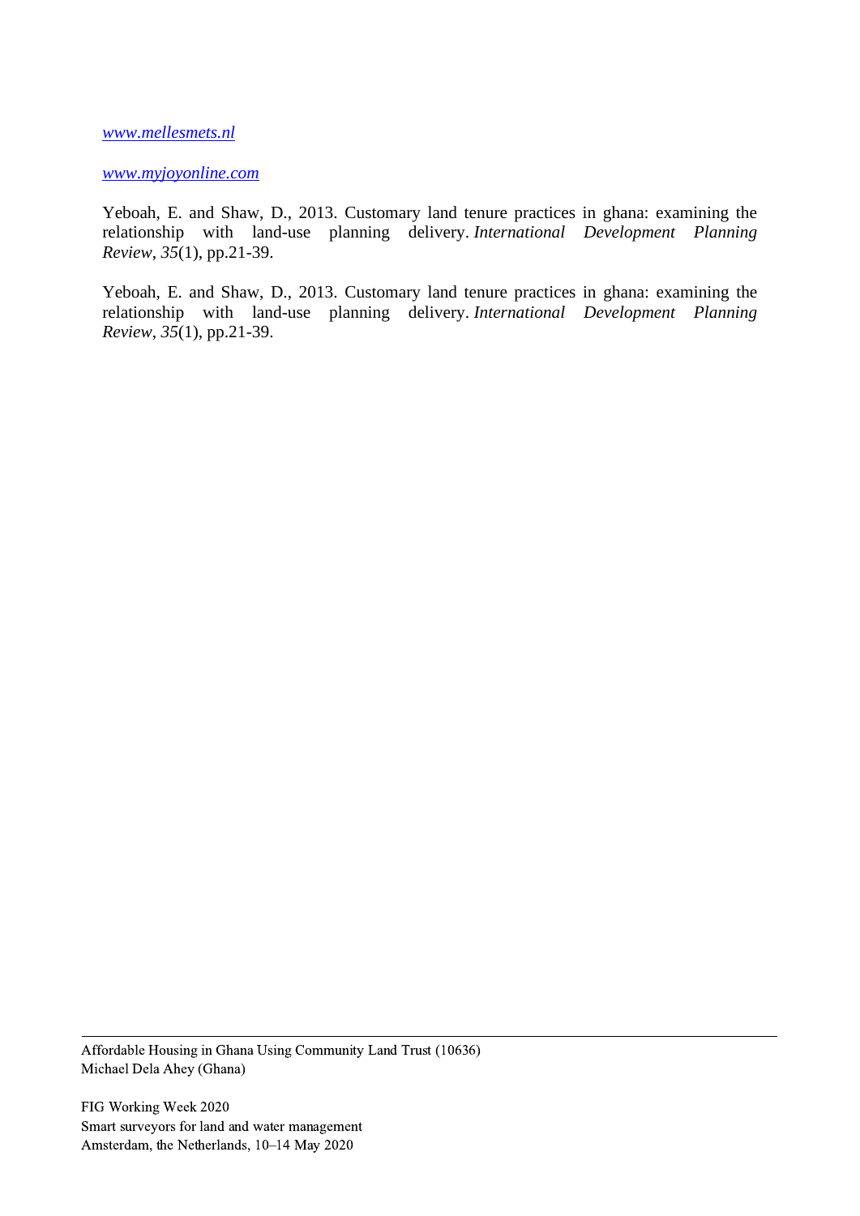www.mellesmets.nl

www.myjoyonline.com

Yeboah, E. and Shaw, D., 2013. Customary land tenure practices in ghana: examining the relationship with land-use planning delivery. *International Development Planning Review*, *35*(1), pp.21-39.

Yeboah, E. and Shaw, D., 2013. Customary land tenure practices in ghana: examining the relationship with land-use planning delivery. *International Development Planning Review*, *35*(1), pp.21-39.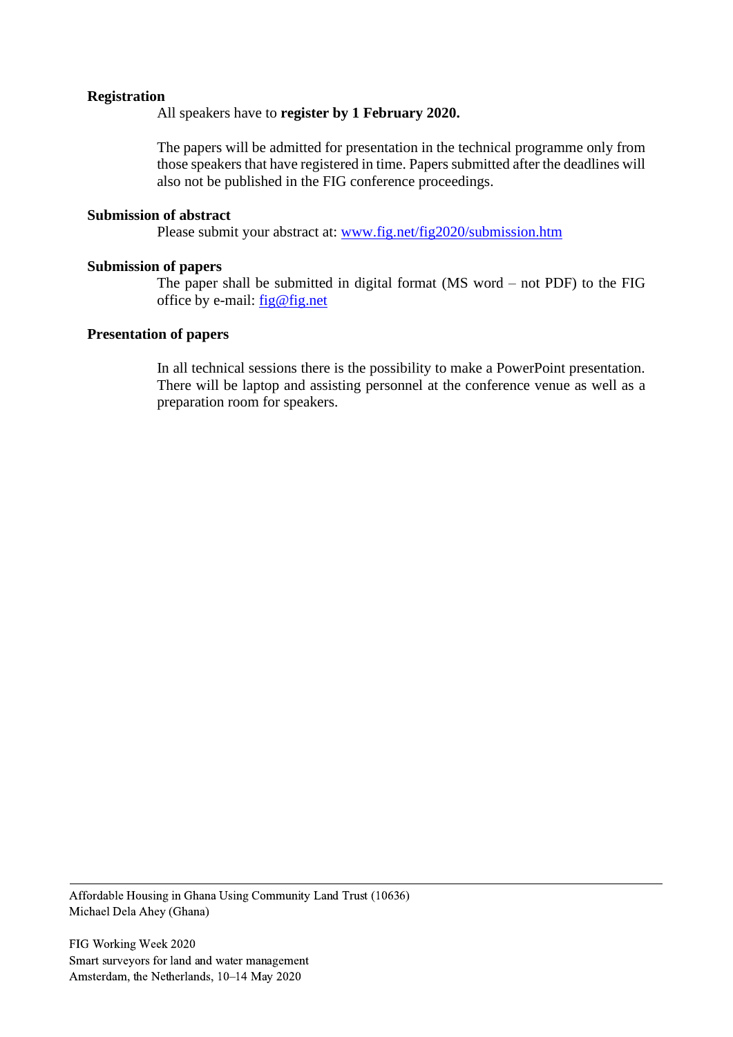**Registration**

All speakers have to **register by 1 February 2020.**

The papers will be admitted for presentation in the technical programme only from those speakers that have registered in time. Papers submitted after the deadlines will also not be published in the FIG conference proceedings.

**Submission of abstract**

Please submit your abstract at: www.fig.net/fig2020/submission.htm

**Submission of papers**

The paper shall be submitted in digital format (MS word – not PDF) to the FIG office by e-mail: fig@fig.net

**Presentation of papers**

In all technical sessions there is the possibility to make a PowerPoint presentation. There will be laptop and assisting personnel at the conference venue as well as a preparation room for speakers.